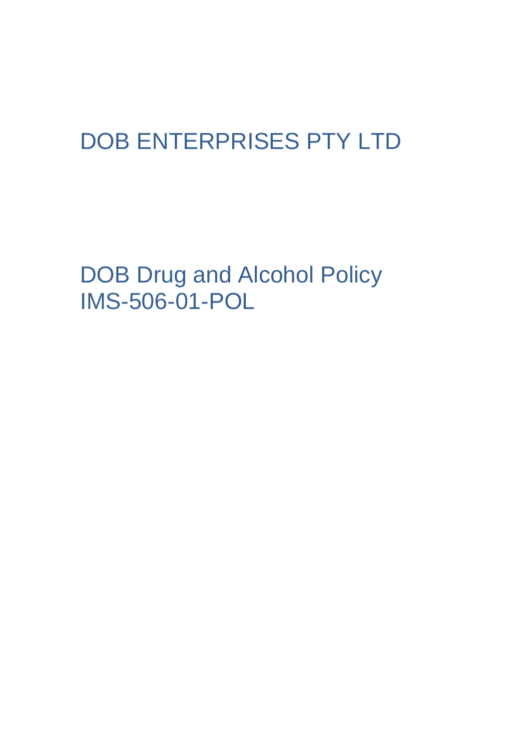# DOB ENTERPRISES PTY LTD

# DOB Drug and Alcohol Policy
# IMS-506-01-POL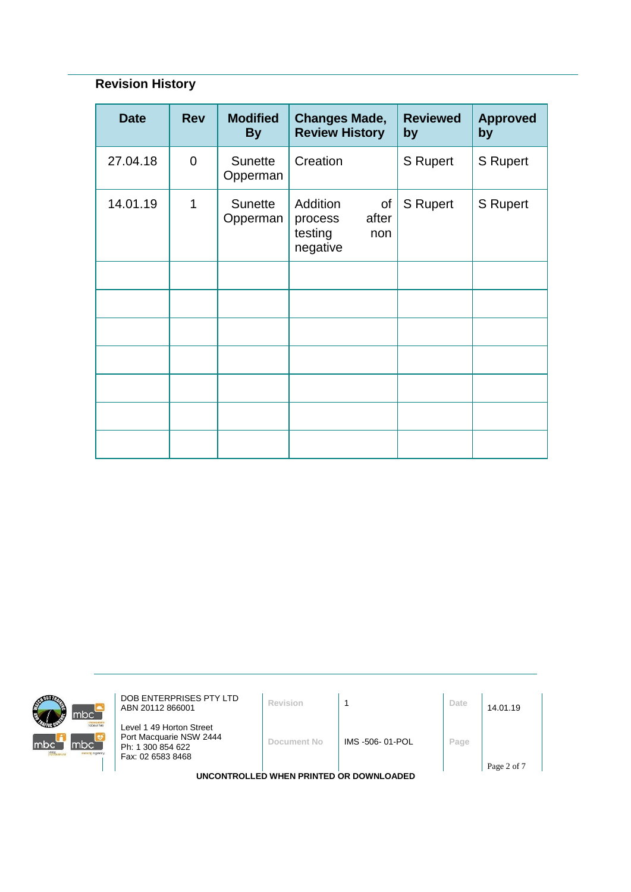## Revision History

| Date | Rev | Modified By | Changes Made, Review History | Reviewed by | Approved by |
|---|---|---|---|---|---|
| 27.04.18 | 0 | Sunette Opperman | Creation | S Rupert | S Rupert |
| 14.01.19 | 1 | Sunette Opperman | Addition of process after testing non negative | S Rupert | S Rupert |
| | | | | | |
| | | | | | |
| | | | | | |
| | | | | | |
| | | | | | |
| | | | | | |
| | | | | | |

DOB ENTERPRISES PTY LTD
ABN 20112 866001

Level 1 49 Horton Street
Port Macquarie NSW 2444
Ph: 1 300 854 622
Fax: 02 6583 8468

| Revision | 1 | Date | 14.01.19 |
|---|---|---|---|
| Document No | IMS -506- 01-POL | Page | |

**UNCONTROLLED WHEN PRINTED OR DOWNLOADED**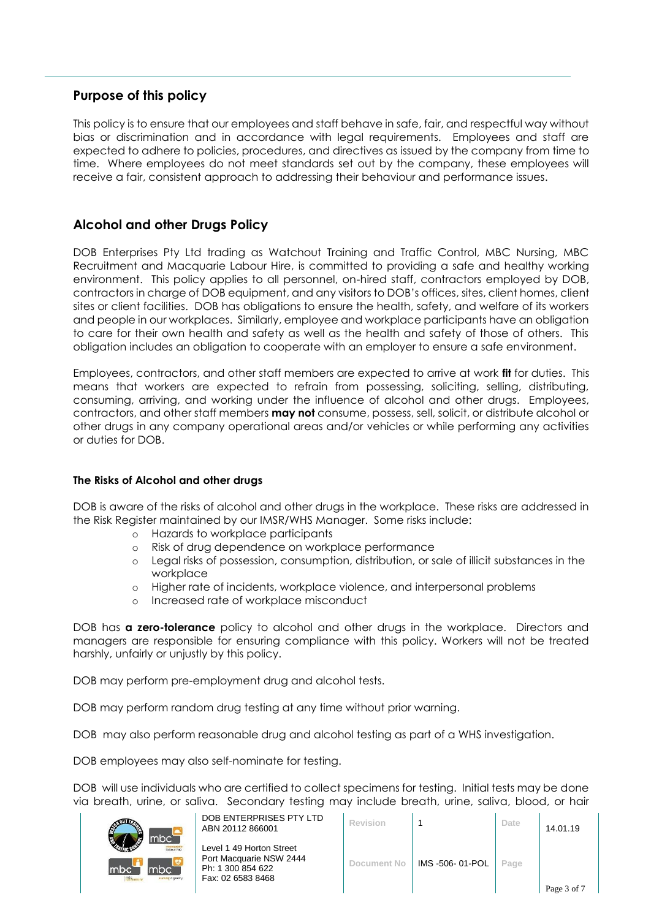## Purpose of this policy

This policy is to ensure that our employees and staff behave in safe, fair, and respectful way without bias or discrimination and in accordance with legal requirements. Employees and staff are expected to adhere to policies, procedures, and directives as issued by the company from time to time. Where employees do not meet standards set out by the company, these employees will receive a fair, consistent approach to addressing their behaviour and performance issues.

## Alcohol and other Drugs Policy

DOB Enterprises Pty Ltd trading as Watchout Training and Traffic Control, MBC Nursing, MBC Recruitment and Macquarie Labour Hire, is committed to providing a safe and healthy working environment. This policy applies to all personnel, on-hired staff, contractors employed by DOB, contractors in charge of DOB equipment, and any visitors to DOB's offices, sites, client homes, client sites or client facilities. DOB has obligations to ensure the health, safety, and welfare of its workers and people in our workplaces. Similarly, employee and workplace participants have an obligation to care for their own health and safety as well as the health and safety of those of others. This obligation includes an obligation to cooperate with an employer to ensure a safe environment.

Employees, contractors, and other staff members are expected to arrive at work **fit** for duties. This means that workers are expected to refrain from possessing, soliciting, selling, distributing, consuming, arriving, and working under the influence of alcohol and other drugs. Employees, contractors, and other staff members **may not** consume, possess, sell, solicit, or distribute alcohol or other drugs in any company operational areas and/or vehicles or while performing any activities or duties for DOB.

#### The Risks of Alcohol and other drugs

DOB is aware of the risks of alcohol and other drugs in the workplace. These risks are addressed in the Risk Register maintained by our IMSR/WHS Manager. Some risks include:

- Hazards to workplace participants
- Risk of drug dependence on workplace performance
- Legal risks of possession, consumption, distribution, or sale of illicit substances in the workplace
- Higher rate of incidents, workplace violence, and interpersonal problems
- Increased rate of workplace misconduct

DOB has **a zero-tolerance** policy to alcohol and other drugs in the workplace. Directors and managers are responsible for ensuring compliance with this policy. Workers will not be treated harshly, unfairly or unjustly by this policy.

DOB may perform pre-employment drug and alcohol tests.

DOB may perform random drug testing at any time without prior warning.

DOB may also perform reasonable drug and alcohol testing as part of a WHS investigation.

DOB employees may also self-nominate for testing.

DOB will use individuals who are certified to collect specimens for testing. Initial tests may be done via breath, urine, or saliva. Secondary testing may include breath, urine, saliva, blood, or hair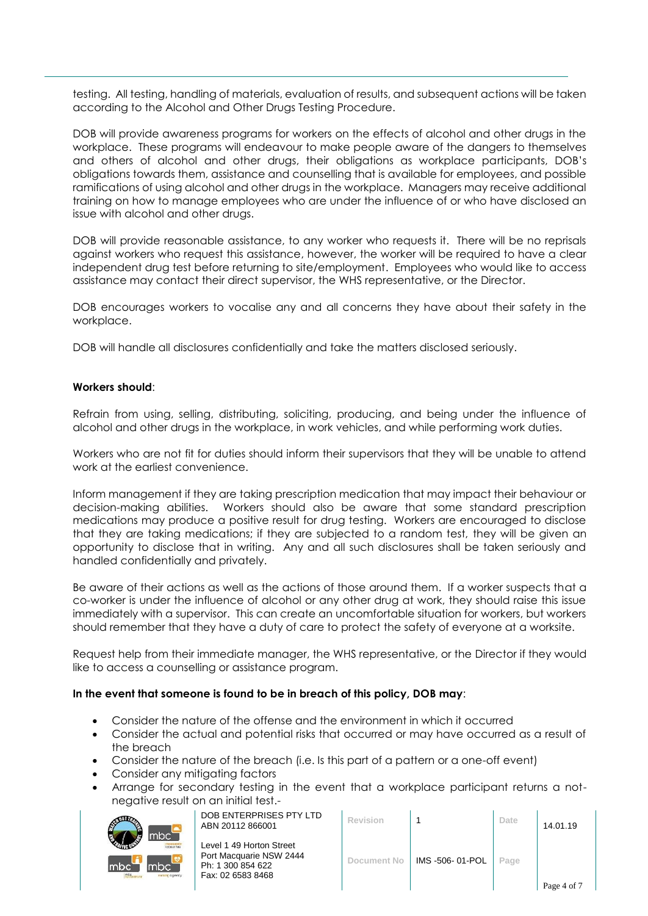testing. All testing, handling of materials, evaluation of results, and subsequent actions will be taken according to the Alcohol and Other Drugs Testing Procedure.

DOB will provide awareness programs for workers on the effects of alcohol and other drugs in the workplace. These programs will endeavour to make people aware of the dangers to themselves and others of alcohol and other drugs, their obligations as workplace participants, DOB's obligations towards them, assistance and counselling that is available for employees, and possible ramifications of using alcohol and other drugs in the workplace. Managers may receive additional training on how to manage employees who are under the influence of or who have disclosed an issue with alcohol and other drugs.

DOB will provide reasonable assistance, to any worker who requests it. There will be no reprisals against workers who request this assistance, however, the worker will be required to have a clear independent drug test before returning to site/employment. Employees who would like to access assistance may contact their direct supervisor, the WHS representative, or the Director.

DOB encourages workers to vocalise any and all concerns they have about their safety in the workplace.

DOB will handle all disclosures confidentially and take the matters disclosed seriously.

**Workers should**:

Refrain from using, selling, distributing, soliciting, producing, and being under the influence of alcohol and other drugs in the workplace, in work vehicles, and while performing work duties.

Workers who are not fit for duties should inform their supervisors that they will be unable to attend work at the earliest convenience.

Inform management if they are taking prescription medication that may impact their behaviour or decision-making abilities. Workers should also be aware that some standard prescription medications may produce a positive result for drug testing. Workers are encouraged to disclose that they are taking medications; if they are subjected to a random test, they will be given an opportunity to disclose that in writing. Any and all such disclosures shall be taken seriously and handled confidentially and privately.

Be aware of their actions as well as the actions of those around them. If a worker suspects that a co-worker is under the influence of alcohol or any other drug at work, they should raise this issue immediately with a supervisor. This can create an uncomfortable situation for workers, but workers should remember that they have a duty of care to protect the safety of everyone at a worksite.

Request help from their immediate manager, the WHS representative, or the Director if they would like to access a counselling or assistance program.

**In the event that someone is found to be in breach of this policy, DOB may**:

- Consider the nature of the offense and the environment in which it occurred
- Consider the actual and potential risks that occurred or may have occurred as a result of the breach
- Consider the nature of the breach (i.e. Is this part of a pattern or a one-off event)
- Consider any mitigating factors
- Arrange for secondary testing in the event that a workplace participant returns a not-negative result on an initial test.-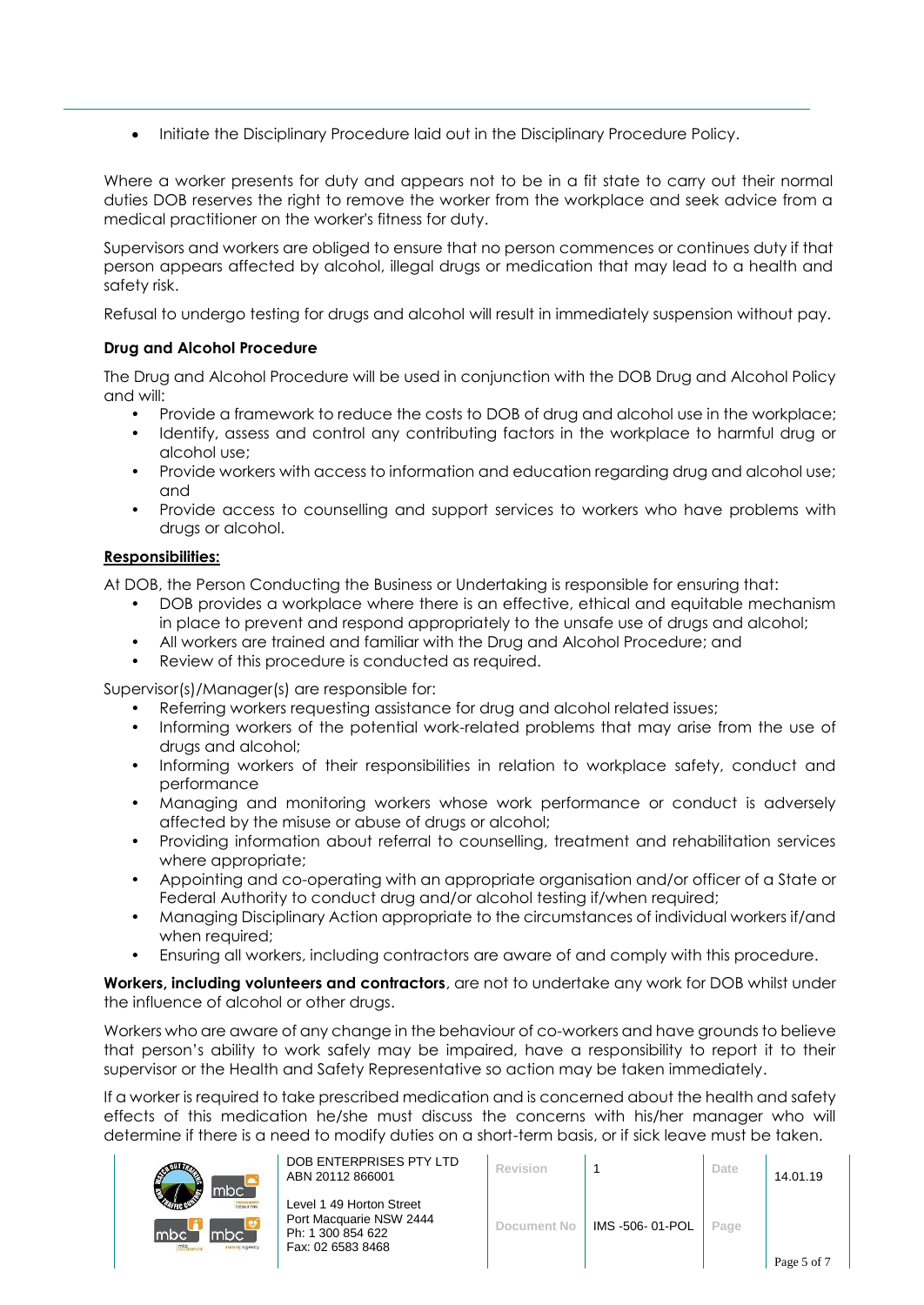- Initiate the Disciplinary Procedure laid out in the Disciplinary Procedure Policy.

Where a worker presents for duty and appears not to be in a fit state to carry out their normal duties DOB reserves the right to remove the worker from the workplace and seek advice from a medical practitioner on the worker's fitness for duty.

Supervisors and workers are obliged to ensure that no person commences or continues duty if that person appears affected by alcohol, illegal drugs or medication that may lead to a health and safety risk.

Refusal to undergo testing for drugs and alcohol will result in immediately suspension without pay.

**Drug and Alcohol Procedure**

The Drug and Alcohol Procedure will be used in conjunction with the DOB Drug and Alcohol Policy and will:

- Provide a framework to reduce the costs to DOB of drug and alcohol use in the workplace;
- Identify, assess and control any contributing factors in the workplace to harmful drug or alcohol use;
- Provide workers with access to information and education regarding drug and alcohol use; and
- Provide access to counselling and support services to workers who have problems with drugs or alcohol.

**Responsibilities:**

At DOB, the Person Conducting the Business or Undertaking is responsible for ensuring that:

- DOB provides a workplace where there is an effective, ethical and equitable mechanism in place to prevent and respond appropriately to the unsafe use of drugs and alcohol;
- All workers are trained and familiar with the Drug and Alcohol Procedure; and
- Review of this procedure is conducted as required.

Supervisor(s)/Manager(s) are responsible for:

- Referring workers requesting assistance for drug and alcohol related issues;
- Informing workers of the potential work-related problems that may arise from the use of drugs and alcohol;
- Informing workers of their responsibilities in relation to workplace safety, conduct and performance
- Managing and monitoring workers whose work performance or conduct is adversely affected by the misuse or abuse of drugs or alcohol;
- Providing information about referral to counselling, treatment and rehabilitation services where appropriate;
- Appointing and co-operating with an appropriate organisation and/or officer of a State or Federal Authority to conduct drug and/or alcohol testing if/when required;
- Managing Disciplinary Action appropriate to the circumstances of individual workers if/and when required;
- Ensuring all workers, including contractors are aware of and comply with this procedure.

**Workers, including volunteers and contractors**, are not to undertake any work for DOB whilst under the influence of alcohol or other drugs.

Workers who are aware of any change in the behaviour of co-workers and have grounds to believe that person's ability to work safely may be impaired, have a responsibility to report it to their supervisor or the Health and Safety Representative so action may be taken immediately.

If a worker is required to take prescribed medication and is concerned about the health and safety effects of this medication he/she must discuss the concerns with his/her manager who will determine if there is a need to modify duties on a short-term basis, or if sick leave must be taken.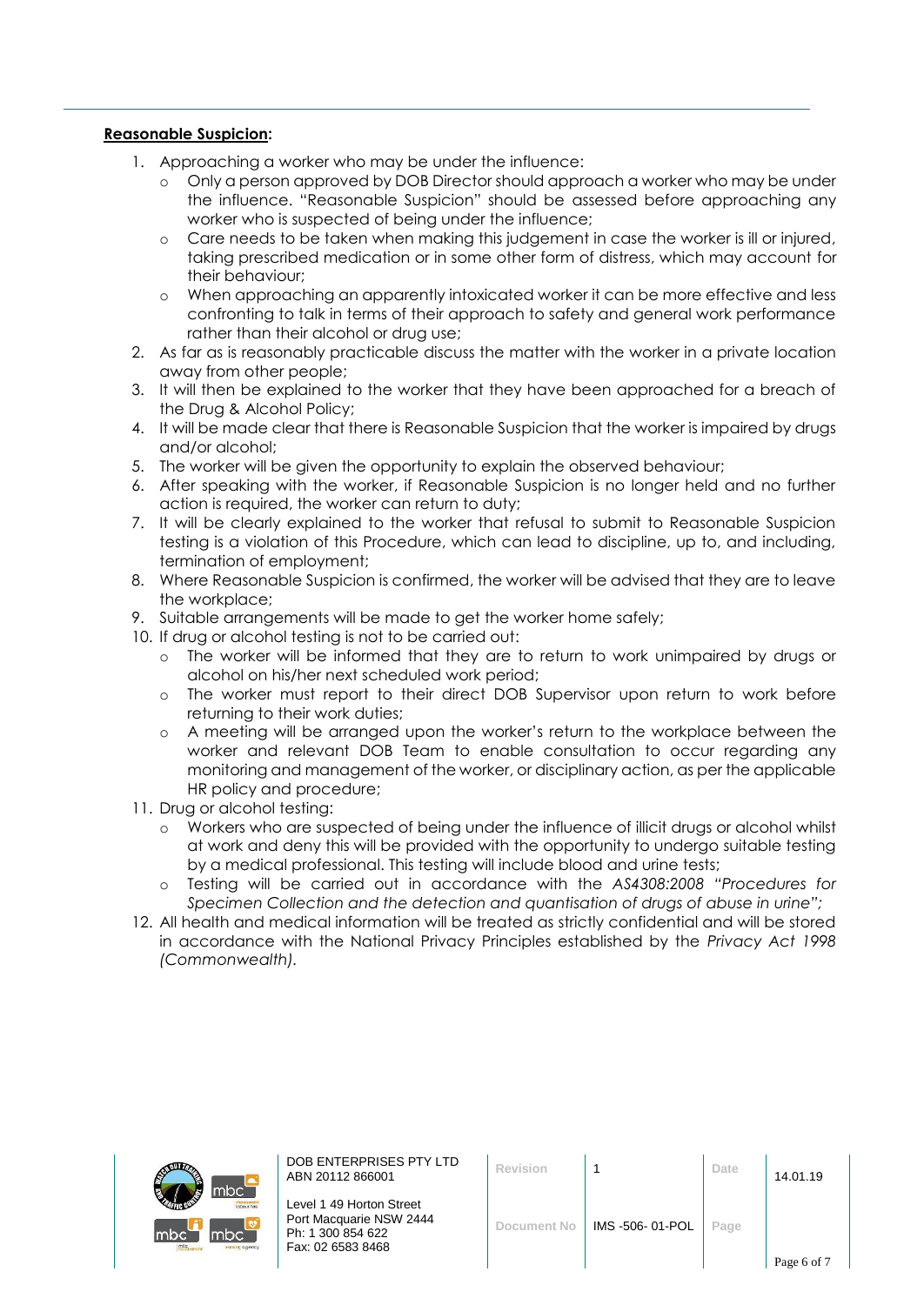**Reasonable Suspicion:**

1. Approaching a worker who may be under the influence:
   - Only a person approved by DOB Director should approach a worker who may be under the influence. "Reasonable Suspicion" should be assessed before approaching any worker who is suspected of being under the influence;
   - Care needs to be taken when making this judgement in case the worker is ill or injured, taking prescribed medication or in some other form of distress, which may account for their behaviour;
   - When approaching an apparently intoxicated worker it can be more effective and less confronting to talk in terms of their approach to safety and general work performance rather than their alcohol or drug use;
2. As far as is reasonably practicable discuss the matter with the worker in a private location away from other people;
3. It will then be explained to the worker that they have been approached for a breach of the Drug & Alcohol Policy;
4. It will be made clear that there is Reasonable Suspicion that the worker is impaired by drugs and/or alcohol;
5. The worker will be given the opportunity to explain the observed behaviour;
6. After speaking with the worker, if Reasonable Suspicion is no longer held and no further action is required, the worker can return to duty;
7. It will be clearly explained to the worker that refusal to submit to Reasonable Suspicion testing is a violation of this Procedure, which can lead to discipline, up to, and including, termination of employment;
8. Where Reasonable Suspicion is confirmed, the worker will be advised that they are to leave the workplace;
9. Suitable arrangements will be made to get the worker home safely;
10. If drug or alcohol testing is not to be carried out:
    - The worker will be informed that they are to return to work unimpaired by drugs or alcohol on his/her next scheduled work period;
    - The worker must report to their direct DOB Supervisor upon return to work before returning to their work duties;
    - A meeting will be arranged upon the worker's return to the workplace between the worker and relevant DOB Team to enable consultation to occur regarding any monitoring and management of the worker, or disciplinary action, as per the applicable HR policy and procedure;
11. Drug or alcohol testing:
    - Workers who are suspected of being under the influence of illicit drugs or alcohol whilst at work and deny this will be provided with the opportunity to undergo suitable testing by a medical professional. This testing will include blood and urine tests;
    - Testing will be carried out in accordance with the *AS4308:2008 "Procedures for Specimen Collection and the detection and quantisation of drugs of abuse in urine";*
12. All health and medical information will be treated as strictly confidential and will be stored in accordance with the National Privacy Principles established by the *Privacy Act 1998 (Commonwealth).*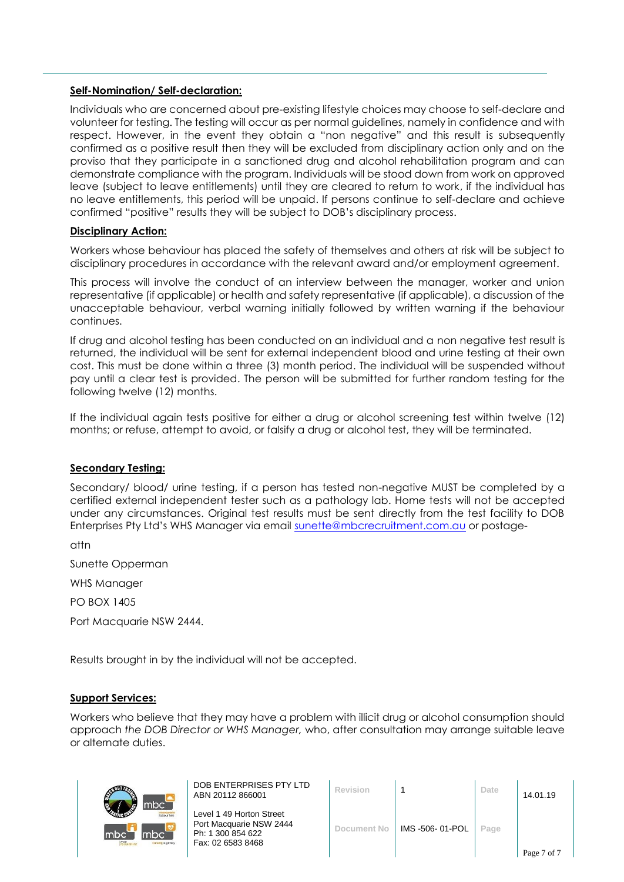**Self-Nomination/ Self-declaration:**

Individuals who are concerned about pre-existing lifestyle choices may choose to self-declare and volunteer for testing. The testing will occur as per normal guidelines, namely in confidence and with respect. However, in the event they obtain a "non negative" and this result is subsequently confirmed as a positive result then they will be excluded from disciplinary action only and on the proviso that they participate in a sanctioned drug and alcohol rehabilitation program and can demonstrate compliance with the program. Individuals will be stood down from work on approved leave (subject to leave entitlements) until they are cleared to return to work, if the individual has no leave entitlements, this period will be unpaid. If persons continue to self-declare and achieve confirmed "positive" results they will be subject to DOB's disciplinary process.

**Disciplinary Action:**

Workers whose behaviour has placed the safety of themselves and others at risk will be subject to disciplinary procedures in accordance with the relevant award and/or employment agreement.

This process will involve the conduct of an interview between the manager, worker and union representative (if applicable) or health and safety representative (if applicable), a discussion of the unacceptable behaviour, verbal warning initially followed by written warning if the behaviour continues.

If drug and alcohol testing has been conducted on an individual and a non negative test result is returned, the individual will be sent for external independent blood and urine testing at their own cost. This must be done within a three (3) month period. The individual will be suspended without pay until a clear test is provided. The person will be submitted for further random testing for the following twelve (12) months.

If the individual again tests positive for either a drug or alcohol screening test within twelve (12) months; or refuse, attempt to avoid, or falsify a drug or alcohol test, they will be terminated.

**Secondary Testing:**

Secondary/ blood/ urine testing, if a person has tested non-negative MUST be completed by a certified external independent tester such as a pathology lab. Home tests will not be accepted under any circumstances. Original test results must be sent directly from the test facility to DOB Enterprises Pty Ltd's WHS Manager via email sunette@mbcrecruitment.com.au or postage-

attn

Sunette Opperman

WHS Manager

PO BOX 1405

Port Macquarie NSW 2444.

Results brought in by the individual will not be accepted.

**Support Services:**

Workers who believe that they may have a problem with illicit drug or alcohol consumption should approach *the DOB Director or WHS Manager,* who, after consultation may arrange suitable leave or alternate duties.